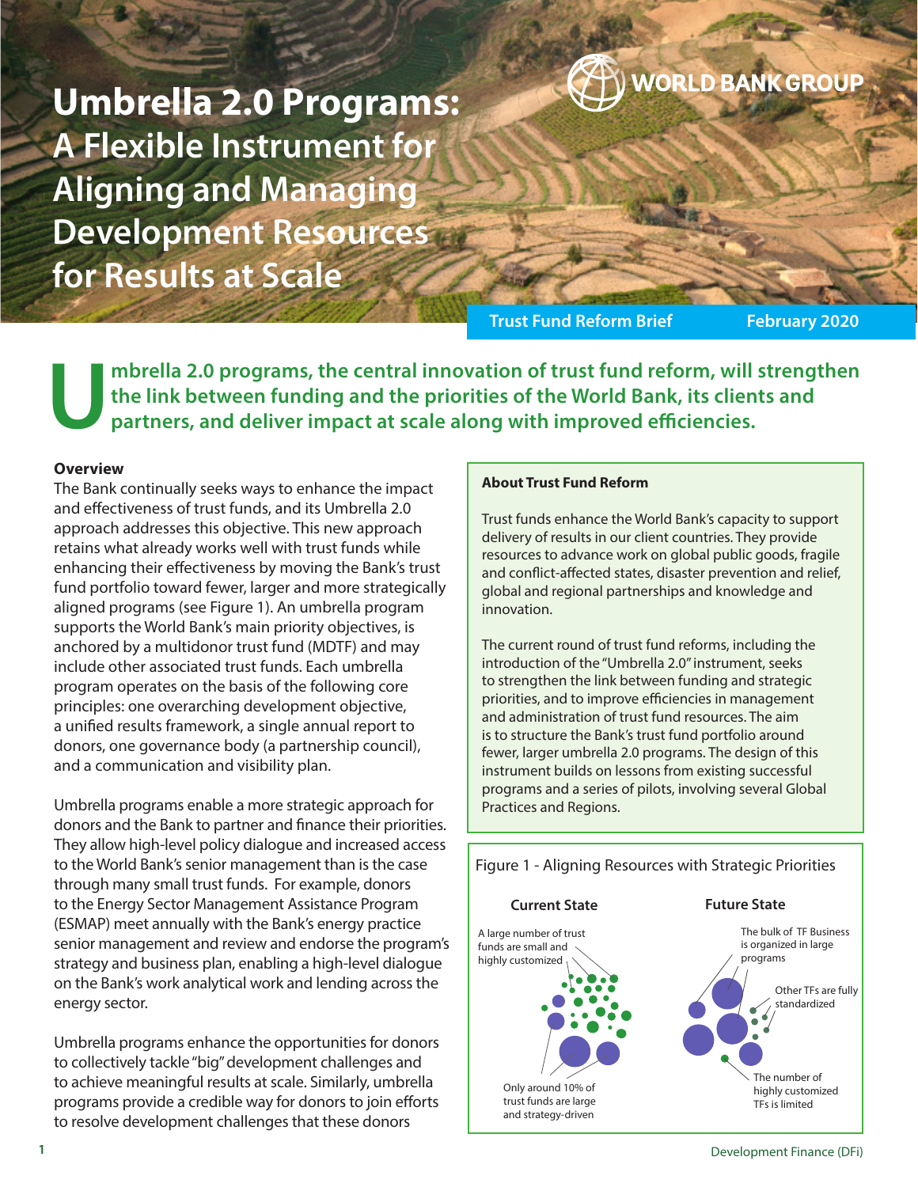# Umbrella 2.0 Programs: A Flexible Instrument for Aligning and Managing Development Resources for Results at Scale

WORLD BANK GROUP

Trust Fund Reform Brief February 2020

**Umbrella 2.0 programs, the central innovation of trust fund reform, will strengthen the link between funding and the priorities of the World Bank, its clients and partners, and deliver impact at scale along with improved efficiencies.**

### Overview

The Bank continually seeks ways to enhance the impact and effectiveness of trust funds, and its Umbrella 2.0 approach addresses this objective. This new approach retains what already works well with trust funds while enhancing their effectiveness by moving the Bank's trust fund portfolio toward fewer, larger and more strategically aligned programs (see Figure 1). An umbrella program supports the World Bank's main priority objectives, is anchored by a multidonor trust fund (MDTF) and may include other associated trust funds. Each umbrella program operates on the basis of the following core principles: one overarching development objective, a unified results framework, a single annual report to donors, one governance body (a partnership council), and a communication and visibility plan.

Umbrella programs enable a more strategic approach for donors and the Bank to partner and finance their priorities. They allow high-level policy dialogue and increased access to the World Bank's senior management than is the case through many small trust funds. For example, donors to the Energy Sector Management Assistance Program (ESMAP) meet annually with the Bank's energy practice senior management and review and endorse the program's strategy and business plan, enabling a high-level dialogue on the Bank's work analytical work and lending across the energy sector.

Umbrella programs enhance the opportunities for donors to collectively tackle "big" development challenges and to achieve meaningful results at scale. Similarly, umbrella programs provide a credible way for donors to join efforts to resolve development challenges that these donors

**About Trust Fund Reform**

Trust funds enhance the World Bank's capacity to support delivery of results in our client countries. They provide resources to advance work on global public goods, fragile and conflict-affected states, disaster prevention and relief, global and regional partnerships and knowledge and innovation.

The current round of trust fund reforms, including the introduction of the "Umbrella 2.0" instrument, seeks to strengthen the link between funding and strategic priorities, and to improve efficiencies in management and administration of trust fund resources. The aim is to structure the Bank's trust fund portfolio around fewer, larger umbrella 2.0 programs. The design of this instrument builds on lessons from existing successful programs and a series of pilots, involving several Global Practices and Regions.

Figure 1 - Aligning Resources with Strategic Priorities

**Current State**

- A large number of trust funds are small and highly customized
- Only around 10% of trust funds are large and strategy-driven

**Future State**

- The bulk of TF Business is organized in large programs
- Other TFs are fully standardized
- The number of highly customized TFs is limited

Development Finance (DFi)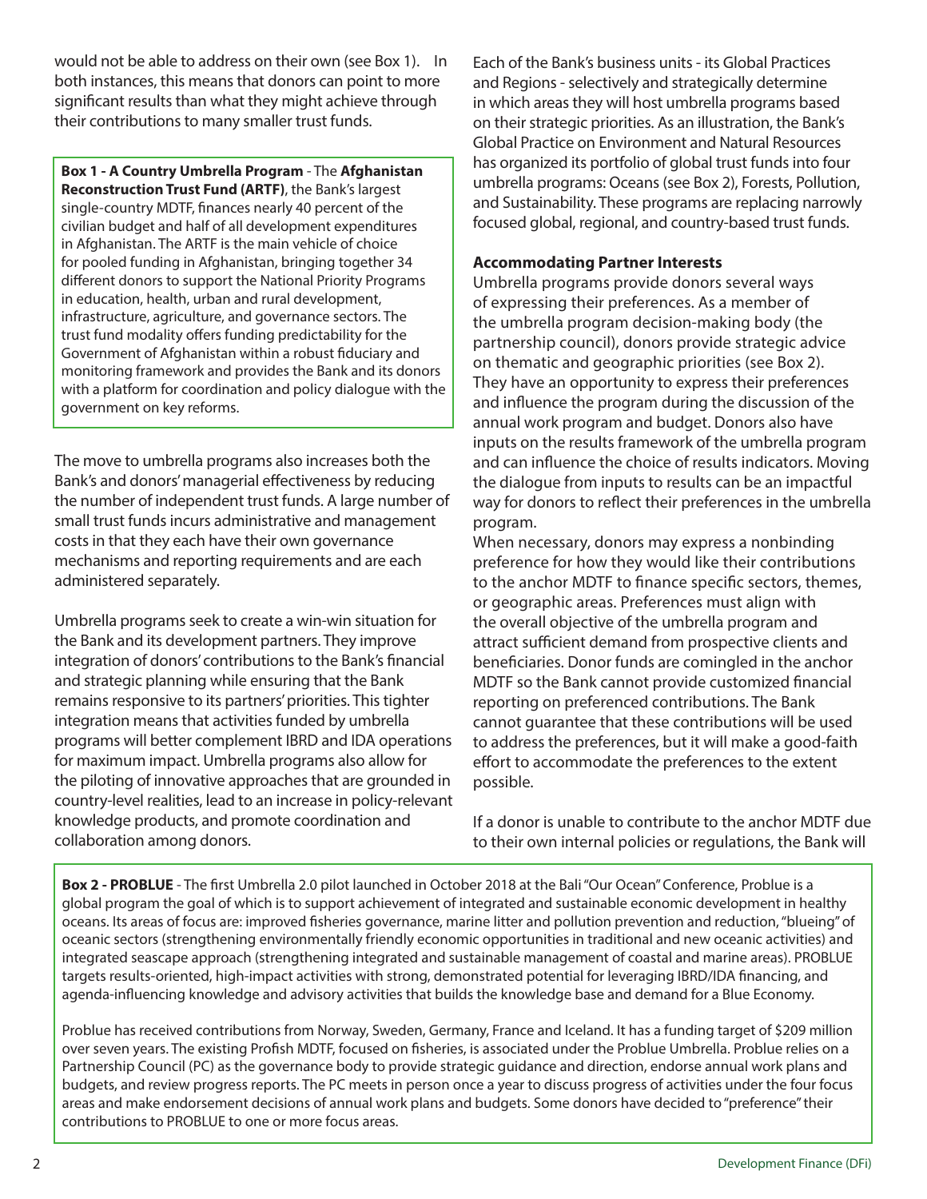would not be able to address on their own (see Box 1). In both instances, this means that donors can point to more significant results than what they might achieve through their contributions to many smaller trust funds.

**Box 1 - A Country Umbrella Program** - The **Afghanistan Reconstruction Trust Fund (ARTF)**, the Bank's largest single-country MDTF, finances nearly 40 percent of the civilian budget and half of all development expenditures in Afghanistan. The ARTF is the main vehicle of choice for pooled funding in Afghanistan, bringing together 34 different donors to support the National Priority Programs in education, health, urban and rural development, infrastructure, agriculture, and governance sectors. The trust fund modality offers funding predictability for the Government of Afghanistan within a robust fiduciary and monitoring framework and provides the Bank and its donors with a platform for coordination and policy dialogue with the government on key reforms.

The move to umbrella programs also increases both the Bank's and donors' managerial effectiveness by reducing the number of independent trust funds. A large number of small trust funds incurs administrative and management costs in that they each have their own governance mechanisms and reporting requirements and are each administered separately.

Umbrella programs seek to create a win-win situation for the Bank and its development partners. They improve integration of donors' contributions to the Bank's financial and strategic planning while ensuring that the Bank remains responsive to its partners' priorities. This tighter integration means that activities funded by umbrella programs will better complement IBRD and IDA operations for maximum impact. Umbrella programs also allow for the piloting of innovative approaches that are grounded in country-level realities, lead to an increase in policy-relevant knowledge products, and promote coordination and collaboration among donors.

Each of the Bank's business units - its Global Practices and Regions - selectively and strategically determine in which areas they will host umbrella programs based on their strategic priorities. As an illustration, the Bank's Global Practice on Environment and Natural Resources has organized its portfolio of global trust funds into four umbrella programs: Oceans (see Box 2), Forests, Pollution, and Sustainability. These programs are replacing narrowly focused global, regional, and country-based trust funds.

### Accommodating Partner Interests

Umbrella programs provide donors several ways of expressing their preferences. As a member of the umbrella program decision-making body (the partnership council), donors provide strategic advice on thematic and geographic priorities (see Box 2). They have an opportunity to express their preferences and influence the program during the discussion of the annual work program and budget. Donors also have inputs on the results framework of the umbrella program and can influence the choice of results indicators. Moving the dialogue from inputs to results can be an impactful way for donors to reflect their preferences in the umbrella program.

When necessary, donors may express a nonbinding preference for how they would like their contributions to the anchor MDTF to finance specific sectors, themes, or geographic areas. Preferences must align with the overall objective of the umbrella program and attract sufficient demand from prospective clients and beneficiaries. Donor funds are comingled in the anchor MDTF so the Bank cannot provide customized financial reporting on preferenced contributions. The Bank cannot guarantee that these contributions will be used to address the preferences, but it will make a good-faith effort to accommodate the preferences to the extent possible.

If a donor is unable to contribute to the anchor MDTF due to their own internal policies or regulations, the Bank will

**Box 2 - PROBLUE** - The first Umbrella 2.0 pilot launched in October 2018 at the Bali "Our Ocean" Conference, Problue is a global program the goal of which is to support achievement of integrated and sustainable economic development in healthy oceans. Its areas of focus are: improved fisheries governance, marine litter and pollution prevention and reduction, "blueing" of oceanic sectors (strengthening environmentally friendly economic opportunities in traditional and new oceanic activities) and integrated seascape approach (strengthening integrated and sustainable management of coastal and marine areas). PROBLUE targets results-oriented, high-impact activities with strong, demonstrated potential for leveraging IBRD/IDA financing, and agenda-influencing knowledge and advisory activities that builds the knowledge base and demand for a Blue Economy.

Problue has received contributions from Norway, Sweden, Germany, France and Iceland. It has a funding target of $209 million over seven years. The existing Profish MDTF, focused on fisheries, is associated under the Problue Umbrella. Problue relies on a Partnership Council (PC) as the governance body to provide strategic guidance and direction, endorse annual work plans and budgets, and review progress reports. The PC meets in person once a year to discuss progress of activities under the four focus areas and make endorsement decisions of annual work plans and budgets. Some donors have decided to "preference" their contributions to PROBLUE to one or more focus areas.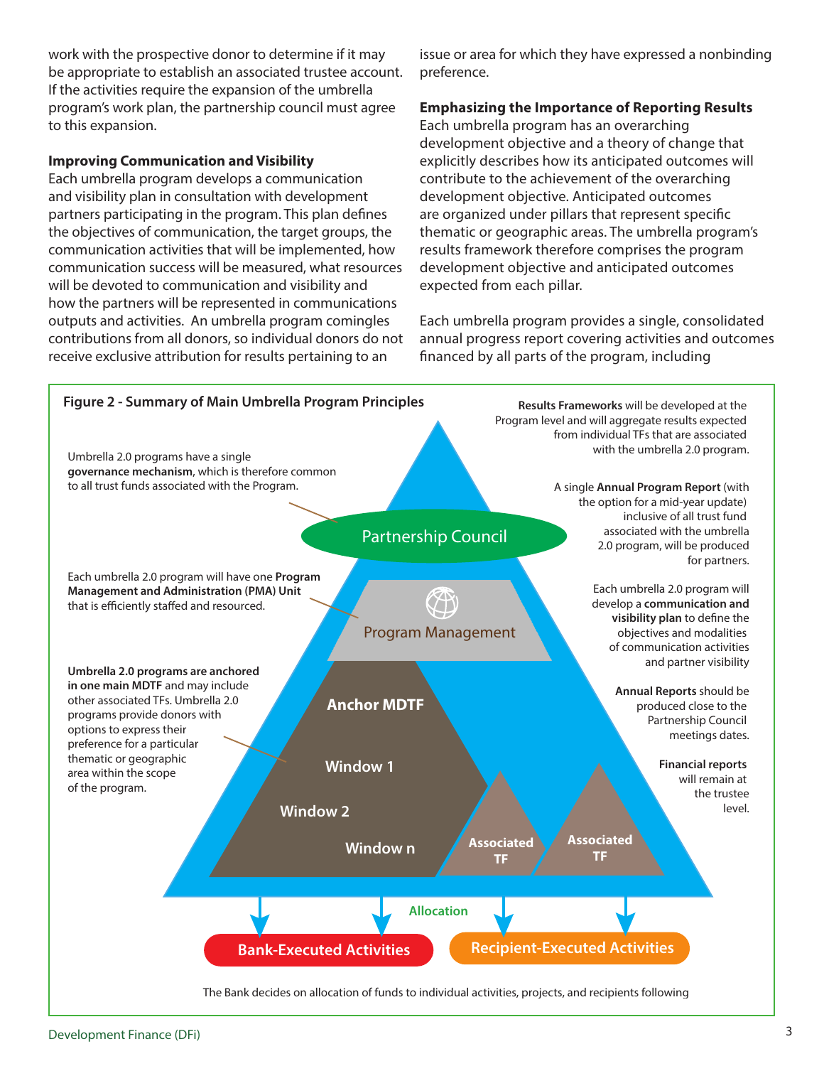work with the prospective donor to determine if it may be appropriate to establish an associated trustee account. If the activities require the expansion of the umbrella program's work plan, the partnership council must agree to this expansion.

**Improving Communication and Visibility**

Each umbrella program develops a communication and visibility plan in consultation with development partners participating in the program. This plan defines the objectives of communication, the target groups, the communication activities that will be implemented, how communication success will be measured, what resources will be devoted to communication and visibility and how the partners will be represented in communications outputs and activities. An umbrella program comingles contributions from all donors, so individual donors do not receive exclusive attribution for results pertaining to an issue or area for which they have expressed a nonbinding preference.

**Emphasizing the Importance of Reporting Results**

Each umbrella program has an overarching development objective and a theory of change that explicitly describes how its anticipated outcomes will contribute to the achievement of the overarching development objective. Anticipated outcomes are organized under pillars that represent specific thematic or geographic areas. The umbrella program's results framework therefore comprises the program development objective and anticipated outcomes expected from each pillar.

Each umbrella program provides a single, consolidated annual progress report covering activities and outcomes financed by all parts of the program, including

**Figure 2 - Summary of Main Umbrella Program Principles**

Umbrella 2.0 programs have a single **governance mechanism**, which is therefore common to all trust funds associated with the Program.

Each umbrella 2.0 program will have one **Program Management and Administration (PMA) Unit** that is efficiently staffed and resourced.

**Umbrella 2.0 programs are anchored in one main MDTF** and may include other associated TFs. Umbrella 2.0 programs provide donors with options to express their preference for a particular thematic or geographic area within the scope of the program.

Partnership Council

Program Management

**Anchor MDTF**

**Window 1**

**Window 2**

**Window n**

**Associated TF**

**Associated TF**

**Allocation**

**Bank-Executed Activities**

**Recipient-Executed Activities**

**Results Frameworks** will be developed at the Program level and will aggregate results expected from individual TFs that are associated with the umbrella 2.0 program.

A single **Annual Program Report** (with the option for a mid-year update) inclusive of all trust fund associated with the umbrella 2.0 program, will be produced for partners.

Each umbrella 2.0 program will develop a **communication and visibility plan** to define the objectives and modalities of communication activities and partner visibility

**Annual Reports** should be produced close to the Partnership Council meetings dates.

**Financial reports** will remain at the trustee level.

The Bank decides on allocation of funds to individual activities, projects, and recipients following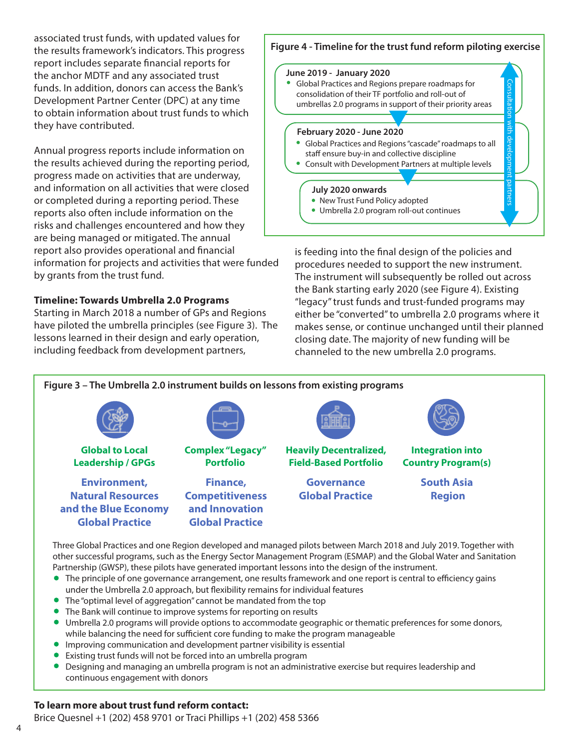associated trust funds, with updated values for the results framework's indicators. This progress report includes separate financial reports for the anchor MDTF and any associated trust funds. In addition, donors can access the Bank's Development Partner Center (DPC) at any time to obtain information about trust funds to which they have contributed.

Annual progress reports include information on the results achieved during the reporting period, progress made on activities that are underway, and information on all activities that were closed or completed during a reporting period. These reports also often include information on the risks and challenges encountered and how they are being managed or mitigated. The annual report also provides operational and financial information for projects and activities that were funded by grants from the trust fund.

**Timeline: Towards Umbrella 2.0 Programs**

Starting in March 2018 a number of GPs and Regions have piloted the umbrella principles (see Figure 3). The lessons learned in their design and early operation, including feedback from development partners, is feeding into the final design of the policies and procedures needed to support the new instrument. The instrument will subsequently be rolled out across the Bank starting early 2020 (see Figure 4). Existing "legacy" trust funds and trust-funded programs may either be "converted" to umbrella 2.0 programs where it makes sense, or continue unchanged until their planned closing date. The majority of new funding will be channeled to the new umbrella 2.0 programs.

**Figure 4 - Timeline for the trust fund reform piloting exercise**

**June 2019 - January 2020**
- Global Practices and Regions prepare roadmaps for consolidation of their TF portfolio and roll-out of umbrellas 2.0 programs in support of their priority areas

**February 2020 - June 2020**
- Global Practices and Regions "cascade" roadmaps to all staff ensure buy-in and collective discipline
- Consult with Development Partners at multiple levels

**July 2020 onwards**
- New Trust Fund Policy adopted
- Umbrella 2.0 program roll-out continues

Consultation with development partners

**Figure 3 – The Umbrella 2.0 instrument builds on lessons from existing programs**

**Global to Local Leadership / GPGs**
Environment, Natural Resources and the Blue Economy Global Practice

**Complex "Legacy" Portfolio**
Finance, Competitiveness and Innovation Global Practice

**Heavily Decentralized, Field-Based Portfolio**
Governance Global Practice

**Integration into Country Program(s)**
South Asia Region

Three Global Practices and one Region developed and managed pilots between March 2018 and July 2019. Together with other successful programs, such as the Energy Sector Management Program (ESMAP) and the Global Water and Sanitation Partnership (GWSP), these pilots have generated important lessons into the design of the instrument.

- The principle of one governance arrangement, one results framework and one report is central to efficiency gains under the Umbrella 2.0 approach, but flexibility remains for individual features
- The "optimal level of aggregation" cannot be mandated from the top
- The Bank will continue to improve systems for reporting on results
- Umbrella 2.0 programs will provide options to accommodate geographic or thematic preferences for some donors, while balancing the need for sufficient core funding to make the program manageable
- Improving communication and development partner visibility is essential
- Existing trust funds will not be forced into an umbrella program
- Designing and managing an umbrella program is not an administrative exercise but requires leadership and continuous engagement with donors

**To learn more about trust fund reform contact:**
Brice Quesnel +1 (202) 458 9701 or Traci Phillips +1 (202) 458 5366